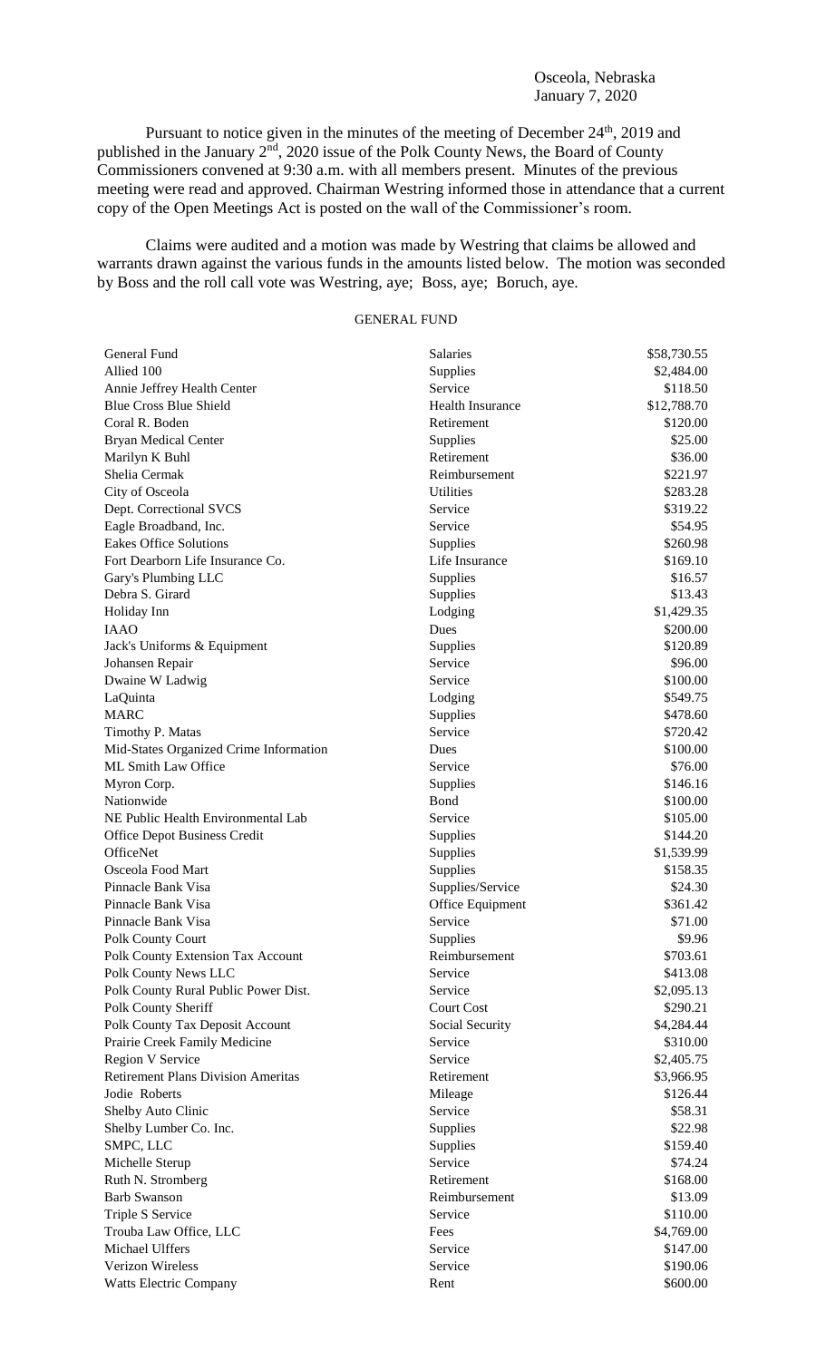Osceola, Nebraska
January 7, 2020

Pursuant to notice given in the minutes of the meeting of December 24th, 2019 and published in the January 2nd, 2020 issue of the Polk County News, the Board of County Commissioners convened at 9:30 a.m. with all members present. Minutes of the previous meeting were read and approved. Chairman Westring informed those in attendance that a current copy of the Open Meetings Act is posted on the wall of the Commissioner's room.

Claims were audited and a motion was made by Westring that claims be allowed and warrants drawn against the various funds in the amounts listed below. The motion was seconded by Boss and the roll call vote was Westring, aye; Boss, aye; Boruch, aye.

GENERAL FUND

| | | |
|---|---|---|
| General Fund | Salaries | $58,730.55 |
| Allied 100 | Supplies | $2,484.00 |
| Annie Jeffrey Health Center | Service | $118.50 |
| Blue Cross Blue Shield | Health Insurance | $12,788.70 |
| Coral R. Boden | Retirement | $120.00 |
| Bryan Medical Center | Supplies | $25.00 |
| Marilyn K Buhl | Retirement | $36.00 |
| Shelia Cermak | Reimbursement | $221.97 |
| City of Osceola | Utilities | $283.28 |
| Dept. Correctional SVCS | Service | $319.22 |
| Eagle Broadband, Inc. | Service | $54.95 |
| Eakes Office Solutions | Supplies | $260.98 |
| Fort Dearborn Life Insurance Co. | Life Insurance | $169.10 |
| Gary's Plumbing LLC | Supplies | $16.57 |
| Debra S. Girard | Supplies | $13.43 |
| Holiday Inn | Lodging | $1,429.35 |
| IAAO | Dues | $200.00 |
| Jack's Uniforms & Equipment | Supplies | $120.89 |
| Johansen Repair | Service | $96.00 |
| Dwaine W Ladwig | Service | $100.00 |
| LaQuinta | Lodging | $549.75 |
| MARC | Supplies | $478.60 |
| Timothy P. Matas | Service | $720.42 |
| Mid-States Organized Crime Information | Dues | $100.00 |
| ML Smith Law Office | Service | $76.00 |
| Myron Corp. | Supplies | $146.16 |
| Nationwide | Bond | $100.00 |
| NE Public Health Environmental Lab | Service | $105.00 |
| Office Depot Business Credit | Supplies | $144.20 |
| OfficeNet | Supplies | $1,539.99 |
| Osceola Food Mart | Supplies | $158.35 |
| Pinnacle Bank Visa | Supplies/Service | $24.30 |
| Pinnacle Bank Visa | Office Equipment | $361.42 |
| Pinnacle Bank Visa | Service | $71.00 |
| Polk County Court | Supplies | $9.96 |
| Polk County Extension Tax Account | Reimbursement | $703.61 |
| Polk County News LLC | Service | $413.08 |
| Polk County Rural Public Power Dist. | Service | $2,095.13 |
| Polk County Sheriff | Court Cost | $290.21 |
| Polk County Tax Deposit Account | Social Security | $4,284.44 |
| Prairie Creek Family Medicine | Service | $310.00 |
| Region V Service | Service | $2,405.75 |
| Retirement Plans Division Ameritas | Retirement | $3,966.95 |
| Jodie Roberts | Mileage | $126.44 |
| Shelby Auto Clinic | Service | $58.31 |
| Shelby Lumber Co. Inc. | Supplies | $22.98 |
| SMPC, LLC | Supplies | $159.40 |
| Michelle Sterup | Service | $74.24 |
| Ruth N. Stromberg | Retirement | $168.00 |
| Barb Swanson | Reimbursement | $13.09 |
| Triple S Service | Service | $110.00 |
| Trouba Law Office, LLC | Fees | $4,769.00 |
| Michael Ulffers | Service | $147.00 |
| Verizon Wireless | Service | $190.06 |
| Watts Electric Company | Rent | $600.00 |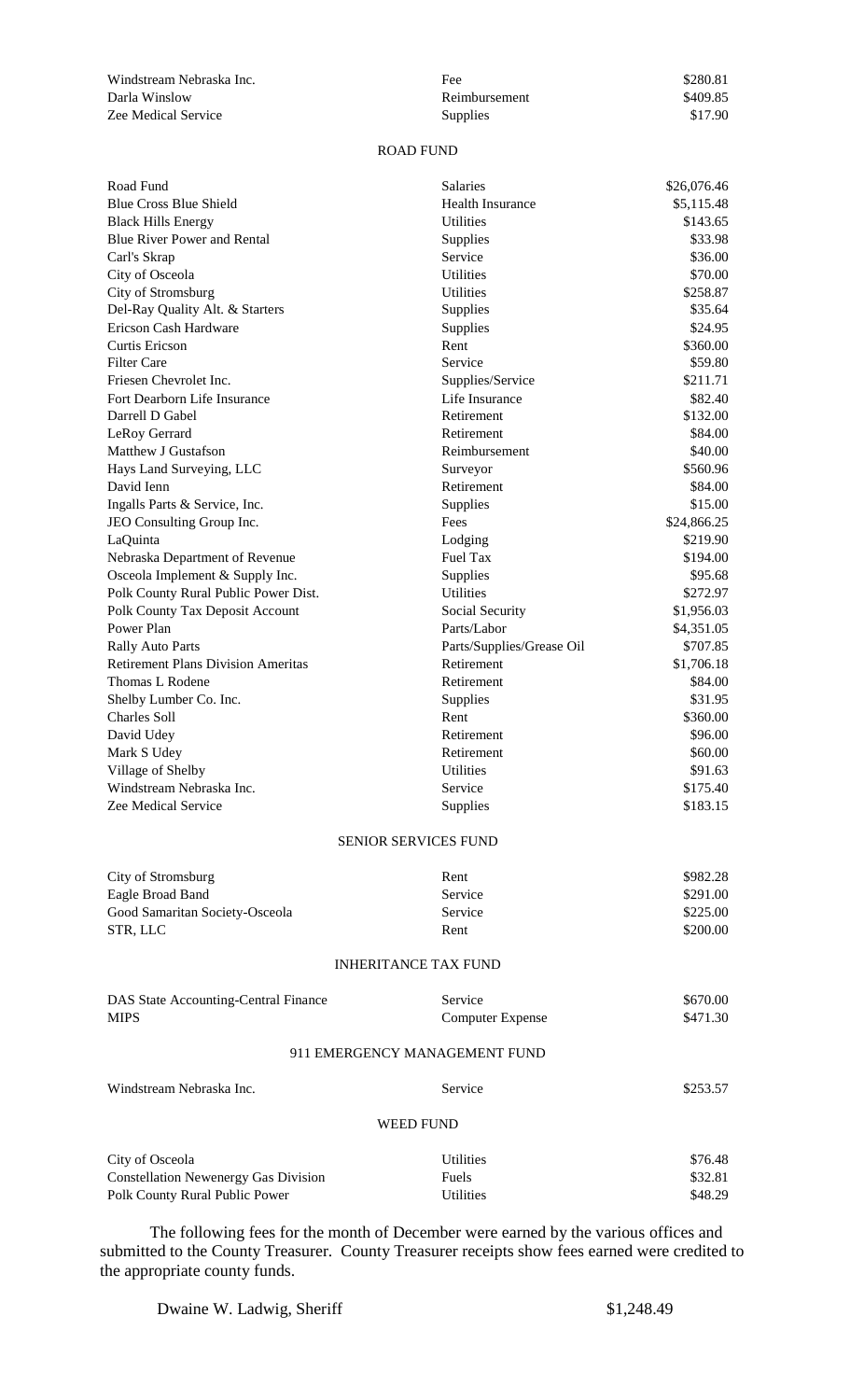| | | |
|---|---|---|
| Windstream Nebraska Inc. | Fee | $280.81 |
| Darla Winslow | Reimbursement | $409.85 |
| Zee Medical Service | Supplies | $17.90 |

ROAD FUND

| | | |
|---|---|---|
| Road Fund | Salaries | $26,076.46 |
| Blue Cross Blue Shield | Health Insurance | $5,115.48 |
| Black Hills Energy | Utilities | $143.65 |
| Blue River Power and Rental | Supplies | $33.98 |
| Carl's Skrap | Service | $36.00 |
| City of Osceola | Utilities | $70.00 |
| City of Stromsburg | Utilities | $258.87 |
| Del-Ray Quality Alt. & Starters | Supplies | $35.64 |
| Ericson Cash Hardware | Supplies | $24.95 |
| Curtis Ericson | Rent | $360.00 |
| Filter Care | Service | $59.80 |
| Friesen Chevrolet Inc. | Supplies/Service | $211.71 |
| Fort Dearborn Life Insurance | Life Insurance | $82.40 |
| Darrell D Gabel | Retirement | $132.00 |
| LeRoy Gerrard | Retirement | $84.00 |
| Matthew J Gustafson | Reimbursement | $40.00 |
| Hays Land Surveying, LLC | Surveyor | $560.96 |
| David Ienn | Retirement | $84.00 |
| Ingalls Parts & Service, Inc. | Supplies | $15.00 |
| JEO Consulting Group Inc. | Fees | $24,866.25 |
| LaQuinta | Lodging | $219.90 |
| Nebraska Department of Revenue | Fuel Tax | $194.00 |
| Osceola Implement & Supply Inc. | Supplies | $95.68 |
| Polk County Rural Public Power Dist. | Utilities | $272.97 |
| Polk County Tax Deposit Account | Social Security | $1,956.03 |
| Power Plan | Parts/Labor | $4,351.05 |
| Rally Auto Parts | Parts/Supplies/Grease Oil | $707.85 |
| Retirement Plans Division Ameritas | Retirement | $1,706.18 |
| Thomas L Rodene | Retirement | $84.00 |
| Shelby Lumber Co. Inc. | Supplies | $31.95 |
| Charles Soll | Rent | $360.00 |
| David Udey | Retirement | $96.00 |
| Mark S Udey | Retirement | $60.00 |
| Village of Shelby | Utilities | $91.63 |
| Windstream Nebraska Inc. | Service | $175.40 |
| Zee Medical Service | Supplies | $183.15 |

SENIOR SERVICES FUND

| | | |
|---|---|---|
| City of Stromsburg | Rent | $982.28 |
| Eagle Broad Band | Service | $291.00 |
| Good Samaritan Society-Osceola | Service | $225.00 |
| STR, LLC | Rent | $200.00 |

INHERITANCE TAX FUND

| | | |
|---|---|---|
| DAS State Accounting-Central Finance | Service | $670.00 |
| MIPS | Computer Expense | $471.30 |

911 EMERGENCY MANAGEMENT FUND

| | | |
|---|---|---|
| Windstream Nebraska Inc. | Service | $253.57 |

WEED FUND

| | | |
|---|---|---|
| City of Osceola | Utilities | $76.48 |
| Constellation Newenergy Gas Division | Fuels | $32.81 |
| Polk County Rural Public Power | Utilities | $48.29 |

The following fees for the month of December were earned by the various offices and submitted to the County Treasurer. County Treasurer receipts show fees earned were credited to the appropriate county funds.

Dwaine W. Ladwig, Sheriff $1,248.49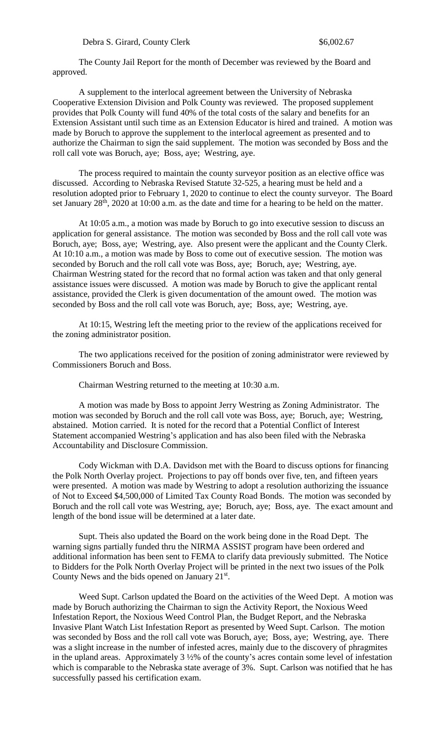Debra S. Girard, County Clerk $6,002.67

The County Jail Report for the month of December was reviewed by the Board and approved.

A supplement to the interlocal agreement between the University of Nebraska Cooperative Extension Division and Polk County was reviewed. The proposed supplement provides that Polk County will fund 40% of the total costs of the salary and benefits for an Extension Assistant until such time as an Extension Educator is hired and trained. A motion was made by Boruch to approve the supplement to the interlocal agreement as presented and to authorize the Chairman to sign the said supplement. The motion was seconded by Boss and the roll call vote was Boruch, aye; Boss, aye; Westring, aye.

The process required to maintain the county surveyor position as an elective office was discussed. According to Nebraska Revised Statute 32-525, a hearing must be held and a resolution adopted prior to February 1, 2020 to continue to elect the county surveyor. The Board set January 28th, 2020 at 10:00 a.m. as the date and time for a hearing to be held on the matter.

At 10:05 a.m., a motion was made by Boruch to go into executive session to discuss an application for general assistance. The motion was seconded by Boss and the roll call vote was Boruch, aye; Boss, aye; Westring, aye. Also present were the applicant and the County Clerk. At 10:10 a.m., a motion was made by Boss to come out of executive session. The motion was seconded by Boruch and the roll call vote was Boss, aye; Boruch, aye; Westring, aye. Chairman Westring stated for the record that no formal action was taken and that only general assistance issues were discussed. A motion was made by Boruch to give the applicant rental assistance, provided the Clerk is given documentation of the amount owed. The motion was seconded by Boss and the roll call vote was Boruch, aye; Boss, aye; Westring, aye.

At 10:15, Westring left the meeting prior to the review of the applications received for the zoning administrator position.

The two applications received for the position of zoning administrator were reviewed by Commissioners Boruch and Boss.

Chairman Westring returned to the meeting at 10:30 a.m.

A motion was made by Boss to appoint Jerry Westring as Zoning Administrator. The motion was seconded by Boruch and the roll call vote was Boss, aye; Boruch, aye; Westring, abstained. Motion carried. It is noted for the record that a Potential Conflict of Interest Statement accompanied Westring's application and has also been filed with the Nebraska Accountability and Disclosure Commission.

Cody Wickman with D.A. Davidson met with the Board to discuss options for financing the Polk North Overlay project. Projections to pay off bonds over five, ten, and fifteen years were presented. A motion was made by Westring to adopt a resolution authorizing the issuance of Not to Exceed $4,500,000 of Limited Tax County Road Bonds. The motion was seconded by Boruch and the roll call vote was Westring, aye; Boruch, aye; Boss, aye. The exact amount and length of the bond issue will be determined at a later date.

Supt. Theis also updated the Board on the work being done in the Road Dept. The warning signs partially funded thru the NIRMA ASSIST program have been ordered and additional information has been sent to FEMA to clarify data previously submitted. The Notice to Bidders for the Polk North Overlay Project will be printed in the next two issues of the Polk County News and the bids opened on January 21st.

Weed Supt. Carlson updated the Board on the activities of the Weed Dept. A motion was made by Boruch authorizing the Chairman to sign the Activity Report, the Noxious Weed Infestation Report, the Noxious Weed Control Plan, the Budget Report, and the Nebraska Invasive Plant Watch List Infestation Report as presented by Weed Supt. Carlson. The motion was seconded by Boss and the roll call vote was Boruch, aye; Boss, aye; Westring, aye. There was a slight increase in the number of infested acres, mainly due to the discovery of phragmites in the upland areas. Approximately 3 ½% of the county's acres contain some level of infestation which is comparable to the Nebraska state average of 3%. Supt. Carlson was notified that he has successfully passed his certification exam.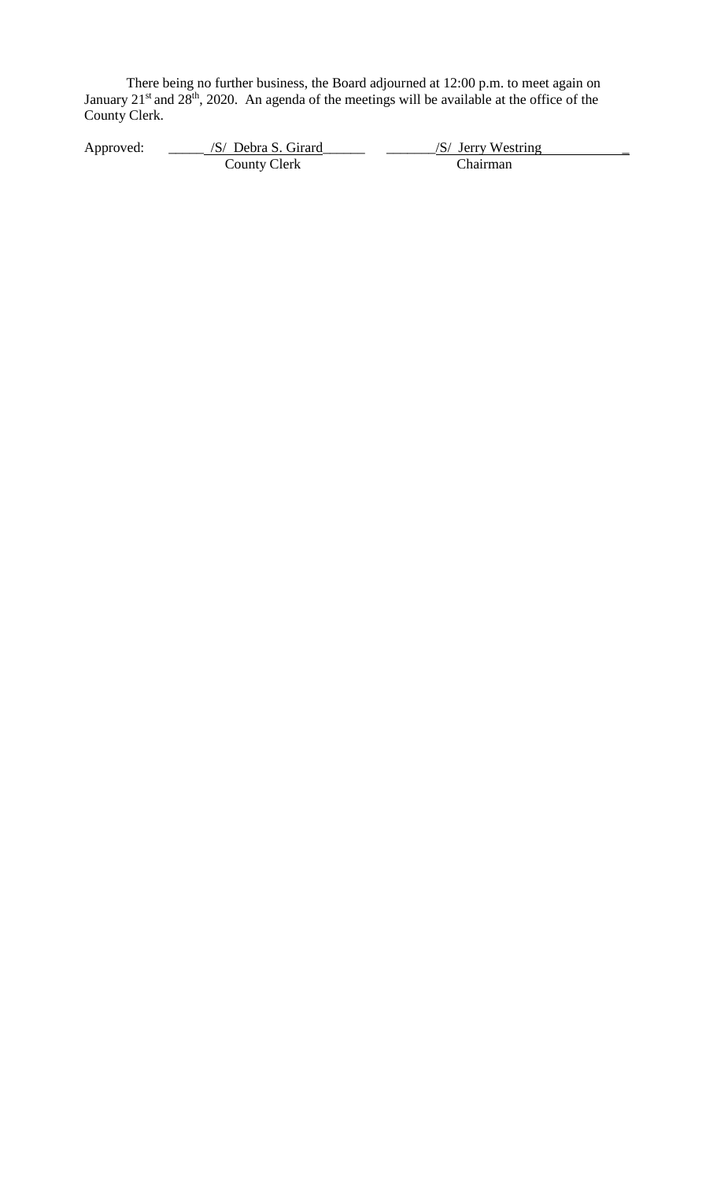There being no further business, the Board adjourned at 12:00 p.m. to meet again on January 21st and 28th, 2020. An agenda of the meetings will be available at the office of the County Clerk.

| | | |
|---|---|---|
| Approved: | /S/ Debra S. Girard | /S/ Jerry Westring |
| | County Clerk | Chairman |